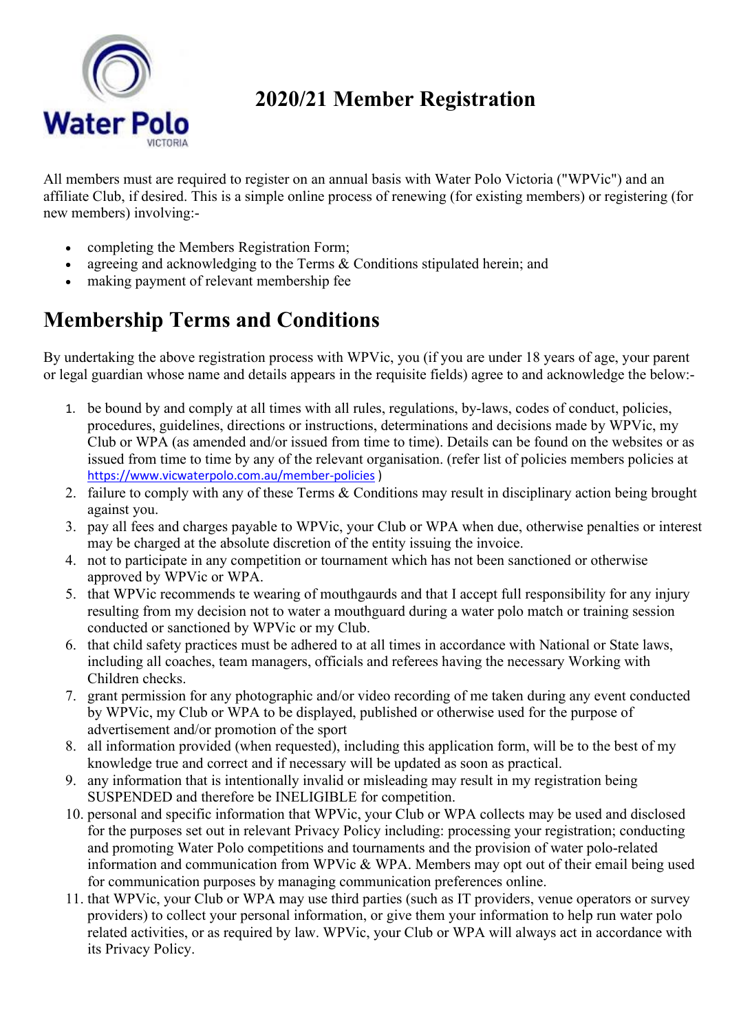# 2020/21 Member Registration

All members must are required to register on an annual basis with Water Polo Victoria ("WPVic") and an affiliate Club, if desired. This is a simple online process of renewing (for existing members) or registering (for new members) involving:-

- completing the Members Registration Form;
- agreeing and acknowledging to the Terms & Conditions stipulated herein; and
- making payment of relevant membership fee

# Membership Terms and Conditions

By undertaking the above registration process with WPVic, you (if you are under 18 years of age, your parent or legal guardian whose name and details appears in the requisite fields) agree to and acknowledge the below:-

1. be bound by and comply at all times with all rules, regulations, by-laws, codes of conduct, policies, procedures, guidelines, directions or instructions, determinations and decisions made by WPVic, my Club or WPA (as amended and/or issued from time to time). Details can be found on the websites or as issued from time to time by any of the relevant organisation. (refer list of policies members policies at https://www.vicwaterpolo.com.au/member-policies )
2. failure to comply with any of these Terms & Conditions may result in disciplinary action being brought against you.
3. pay all fees and charges payable to WPVic, your Club or WPA when due, otherwise penalties or interest may be charged at the absolute discretion of the entity issuing the invoice.
4. not to participate in any competition or tournament which has not been sanctioned or otherwise approved by WPVic or WPA.
5. that WPVic recommends te wearing of mouthgaurds and that I accept full responsibility for any injury resulting from my decision not to water a mouthguard during a water polo match or training session conducted or sanctioned by WPVic or my Club.
6. that child safety practices must be adhered to at all times in accordance with National or State laws, including all coaches, team managers, officials and referees having the necessary Working with Children checks.
7. grant permission for any photographic and/or video recording of me taken during any event conducted by WPVic, my Club or WPA to be displayed, published or otherwise used for the purpose of advertisement and/or promotion of the sport
8. all information provided (when requested), including this application form, will be to the best of my knowledge true and correct and if necessary will be updated as soon as practical.
9. any information that is intentionally invalid or misleading may result in my registration being SUSPENDED and therefore be INELIGIBLE for competition.
10. personal and specific information that WPVic, your Club or WPA collects may be used and disclosed for the purposes set out in relevant Privacy Policy including: processing your registration; conducting and promoting Water Polo competitions and tournaments and the provision of water polo-related information and communication from WPVic & WPA. Members may opt out of their email being used for communication purposes by managing communication preferences online.
11. that WPVic, your Club or WPA may use third parties (such as IT providers, venue operators or survey providers) to collect your personal information, or give them your information to help run water polo related activities, or as required by law. WPVic, your Club or WPA will always act in accordance with its Privacy Policy.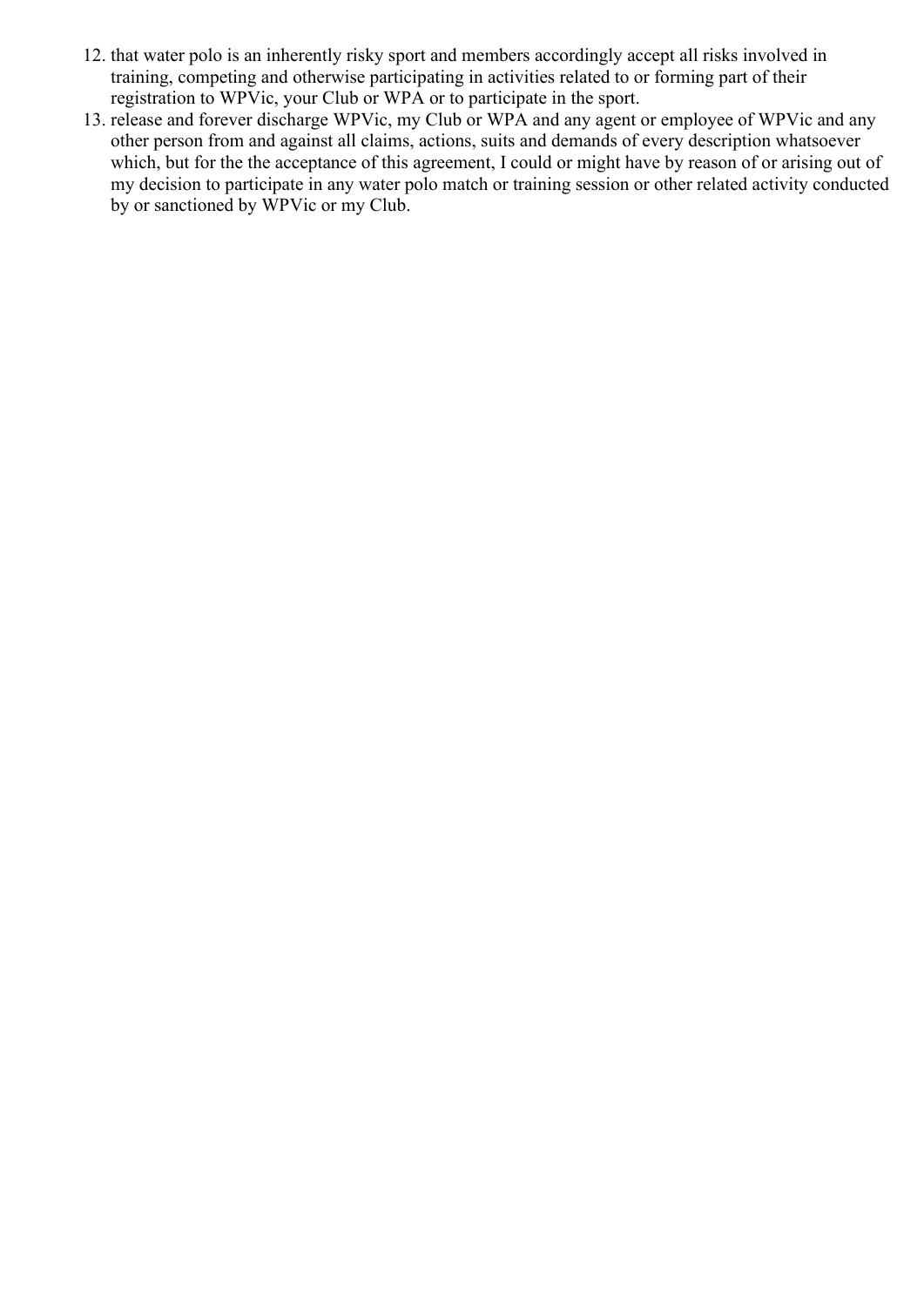12. that water polo is an inherently risky sport and members accordingly accept all risks involved in training, competing and otherwise participating in activities related to or forming part of their registration to WPVic, your Club or WPA or to participate in the sport.
13. release and forever discharge WPVic, my Club or WPA and any agent or employee of WPVic and any other person from and against all claims, actions, suits and demands of every description whatsoever which, but for the the acceptance of this agreement, I could or might have by reason of or arising out of my decision to participate in any water polo match or training session or other related activity conducted by or sanctioned by WPVic or my Club.